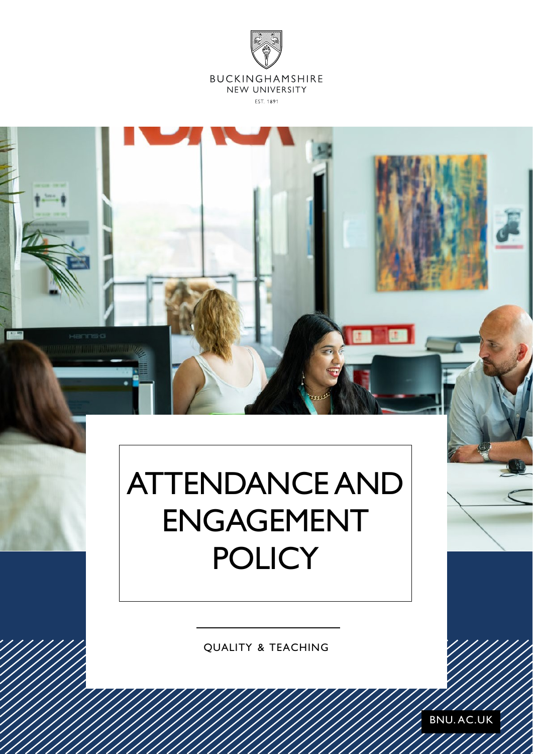BUCKINGHAMSHIRE
NEW UNIVERSITY
EST. 1891

# ATTENDANCE AND ENGAGEMENT POLICY

QUALITY & TEACHING

BNU.AC.UK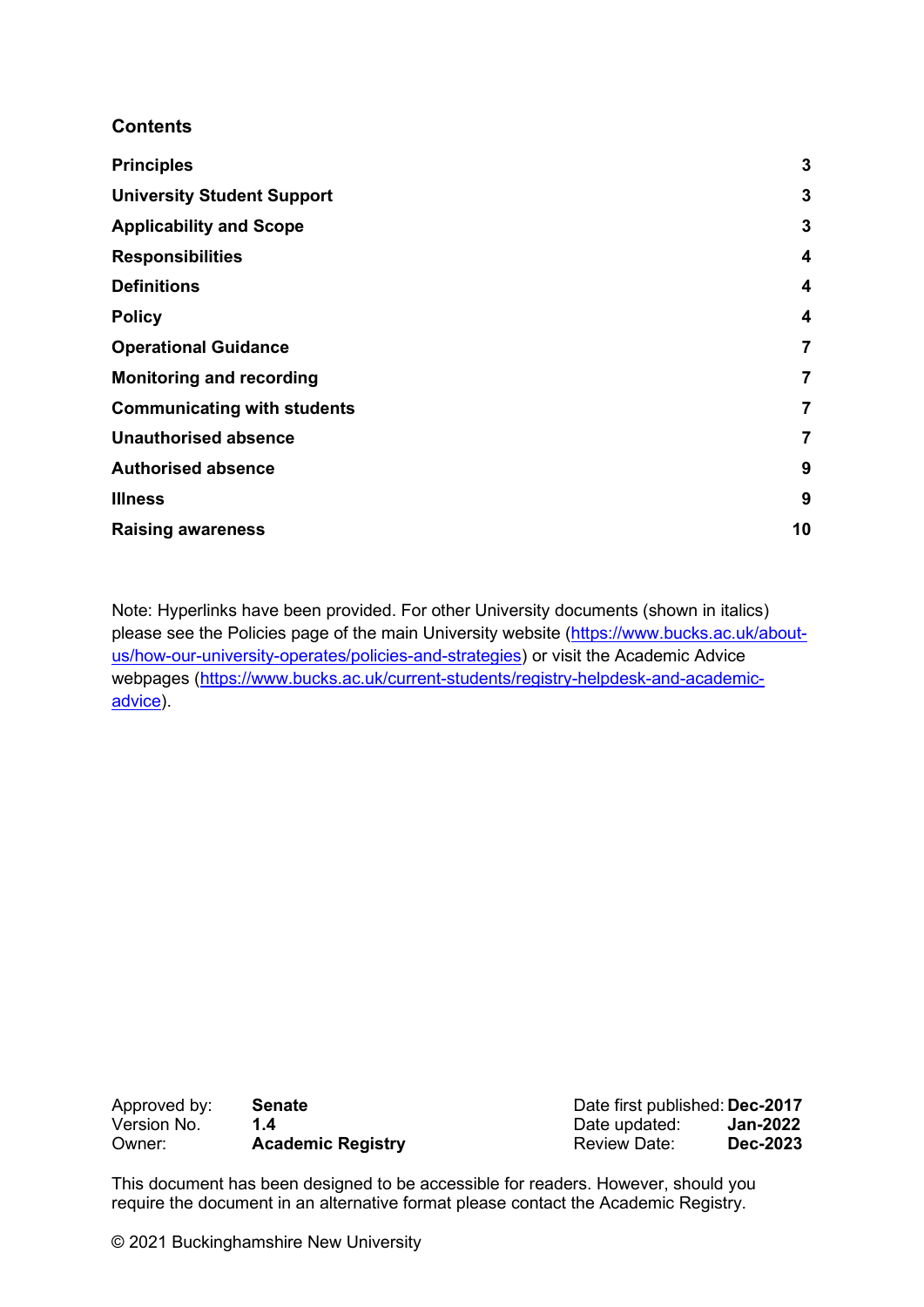## Contents

| | |
|---|---|
| **Principles** | **3** |
| **University Student Support** | **3** |
| **Applicability and Scope** | **3** |
| **Responsibilities** | **4** |
| **Definitions** | **4** |
| **Policy** | **4** |
| **Operational Guidance** | **7** |
| **Monitoring and recording** | **7** |
| **Communicating with students** | **7** |
| **Unauthorised absence** | **7** |
| **Authorised absence** | **9** |
| **Illness** | **9** |
| **Raising awareness** | **10** |

Note: Hyperlinks have been provided. For other University documents (shown in italics) please see the Policies page of the main University website (https://www.bucks.ac.uk/about-us/how-our-university-operates/policies-and-strategies) or visit the Academic Advice webpages (https://www.bucks.ac.uk/current-students/registry-helpdesk-and-academic-advice).

| | | | |
|---|---|---|---|
| Approved by: | **Senate** | Date first published: | **Dec-2017** |
| Version No. | **1.4** | Date updated: | **Jan-2022** |
| Owner: | **Academic Registry** | Review Date: | **Dec-2023** |

This document has been designed to be accessible for readers. However, should you require the document in an alternative format please contact the Academic Registry.

© 2021 Buckinghamshire New University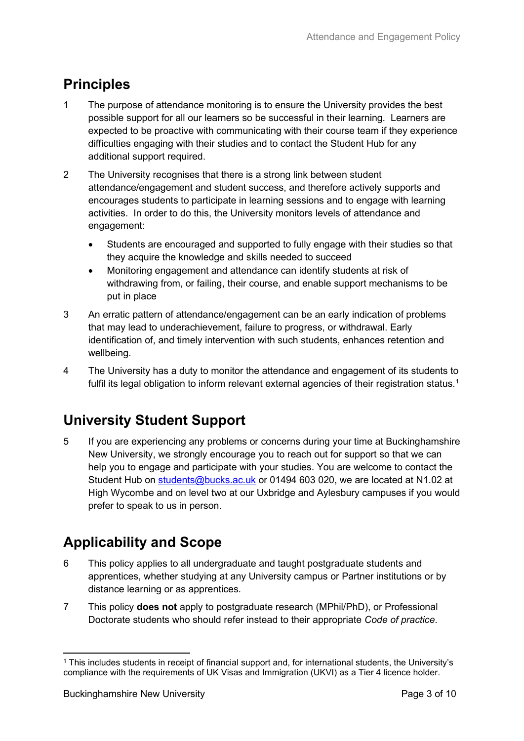## Principles

1 The purpose of attendance monitoring is to ensure the University provides the best possible support for all our learners so be successful in their learning. Learners are expected to be proactive with communicating with their course team if they experience difficulties engaging with their studies and to contact the Student Hub for any additional support required.

2 The University recognises that there is a strong link between student attendance/engagement and student success, and therefore actively supports and encourages students to participate in learning sessions and to engage with learning activities. In order to do this, the University monitors levels of attendance and engagement:

- Students are encouraged and supported to fully engage with their studies so that they acquire the knowledge and skills needed to succeed
- Monitoring engagement and attendance can identify students at risk of withdrawing from, or failing, their course, and enable support mechanisms to be put in place

3 An erratic pattern of attendance/engagement can be an early indication of problems that may lead to underachievement, failure to progress, or withdrawal. Early identification of, and timely intervention with such students, enhances retention and wellbeing.

4 The University has a duty to monitor the attendance and engagement of its students to fulfil its legal obligation to inform relevant external agencies of their registration status.[1]

## University Student Support

5 If you are experiencing any problems or concerns during your time at Buckinghamshire New University, we strongly encourage you to reach out for support so that we can help you to engage and participate with your studies. You are welcome to contact the Student Hub on [students@bucks.ac.uk](mailto:students@bucks.ac.uk) or 01494 603 020, we are located at N1.02 at High Wycombe and on level two at our Uxbridge and Aylesbury campuses if you would prefer to speak to us in person.

## Applicability and Scope

6 This policy applies to all undergraduate and taught postgraduate students and apprentices, whether studying at any University campus or Partner institutions or by distance learning or as apprentices.

7 This policy **does not** apply to postgraduate research (MPhil/PhD), or Professional Doctorate students who should refer instead to their appropriate *Code of practice*.

---

[1] This includes students in receipt of financial support and, for international students, the University's compliance with the requirements of UK Visas and Immigration (UKVI) as a Tier 4 licence holder.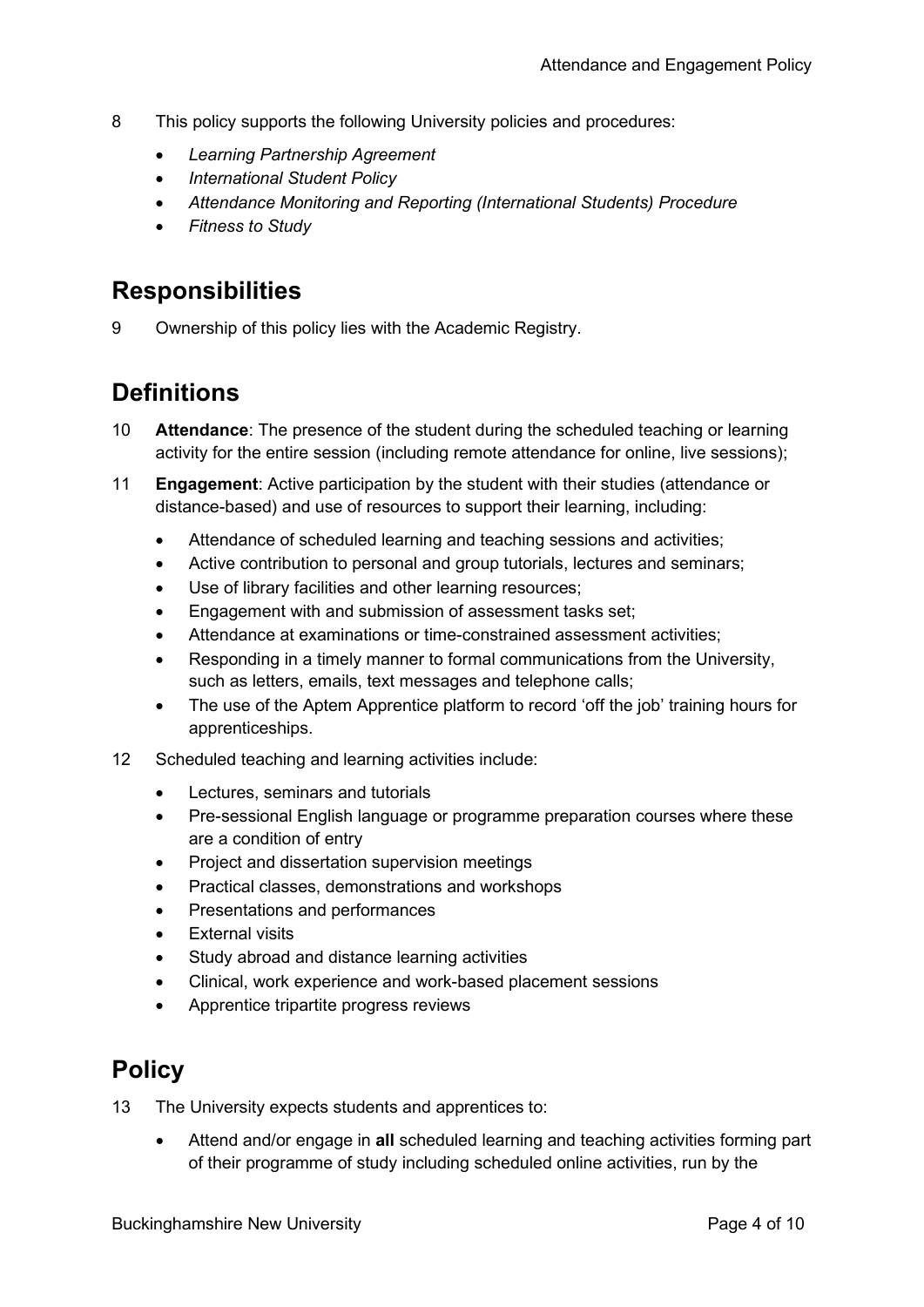8 This policy supports the following University policies and procedures:

- *Learning Partnership Agreement*
- *International Student Policy*
- *Attendance Monitoring and Reporting (International Students) Procedure*
- *Fitness to Study*

## Responsibilities

9 Ownership of this policy lies with the Academic Registry.

## Definitions

10 **Attendance**: The presence of the student during the scheduled teaching or learning activity for the entire session (including remote attendance for online, live sessions);

11 **Engagement**: Active participation by the student with their studies (attendance or distance-based) and use of resources to support their learning, including:

- Attendance of scheduled learning and teaching sessions and activities;
- Active contribution to personal and group tutorials, lectures and seminars;
- Use of library facilities and other learning resources;
- Engagement with and submission of assessment tasks set;
- Attendance at examinations or time-constrained assessment activities;
- Responding in a timely manner to formal communications from the University, such as letters, emails, text messages and telephone calls;
- The use of the Aptem Apprentice platform to record 'off the job' training hours for apprenticeships.

12 Scheduled teaching and learning activities include:

- Lectures, seminars and tutorials
- Pre-sessional English language or programme preparation courses where these are a condition of entry
- Project and dissertation supervision meetings
- Practical classes, demonstrations and workshops
- Presentations and performances
- External visits
- Study abroad and distance learning activities
- Clinical, work experience and work-based placement sessions
- Apprentice tripartite progress reviews

## Policy

13 The University expects students and apprentices to:

- Attend and/or engage in **all** scheduled learning and teaching activities forming part of their programme of study including scheduled online activities, run by the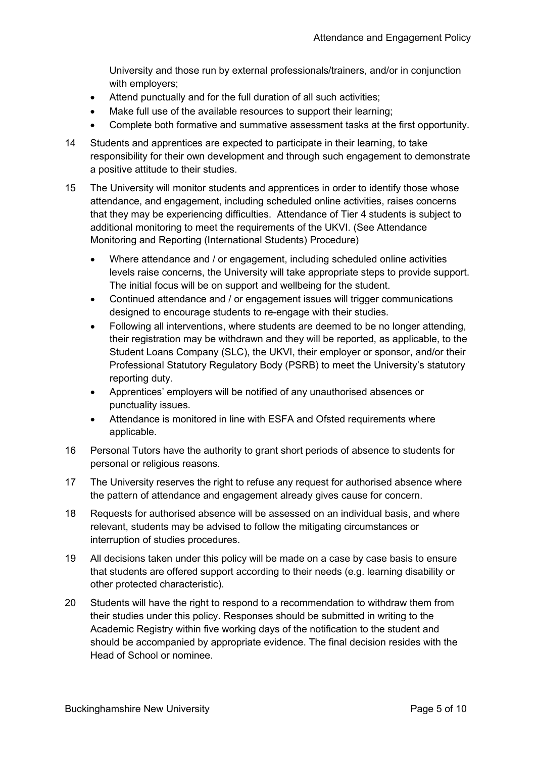University and those run by external professionals/trainers, and/or in conjunction with employers;

- Attend punctually and for the full duration of all such activities;
- Make full use of the available resources to support their learning;
- Complete both formative and summative assessment tasks at the first opportunity.

14 Students and apprentices are expected to participate in their learning, to take responsibility for their own development and through such engagement to demonstrate a positive attitude to their studies.

15 The University will monitor students and apprentices in order to identify those whose attendance, and engagement, including scheduled online activities, raises concerns that they may be experiencing difficulties. Attendance of Tier 4 students is subject to additional monitoring to meet the requirements of the UKVI. (See Attendance Monitoring and Reporting (International Students) Procedure)

   - Where attendance and / or engagement, including scheduled online activities levels raise concerns, the University will take appropriate steps to provide support. The initial focus will be on support and wellbeing for the student.
   - Continued attendance and / or engagement issues will trigger communications designed to encourage students to re-engage with their studies.
   - Following all interventions, where students are deemed to be no longer attending, their registration may be withdrawn and they will be reported, as applicable, to the Student Loans Company (SLC), the UKVI, their employer or sponsor, and/or their Professional Statutory Regulatory Body (PSRB) to meet the University's statutory reporting duty.
   - Apprentices' employers will be notified of any unauthorised absences or punctuality issues.
   - Attendance is monitored in line with ESFA and Ofsted requirements where applicable.

16 Personal Tutors have the authority to grant short periods of absence to students for personal or religious reasons.

17 The University reserves the right to refuse any request for authorised absence where the pattern of attendance and engagement already gives cause for concern.

18 Requests for authorised absence will be assessed on an individual basis, and where relevant, students may be advised to follow the mitigating circumstances or interruption of studies procedures.

19 All decisions taken under this policy will be made on a case by case basis to ensure that students are offered support according to their needs (e.g. learning disability or other protected characteristic).

20 Students will have the right to respond to a recommendation to withdraw them from their studies under this policy. Responses should be submitted in writing to the Academic Registry within five working days of the notification to the student and should be accompanied by appropriate evidence. The final decision resides with the Head of School or nominee.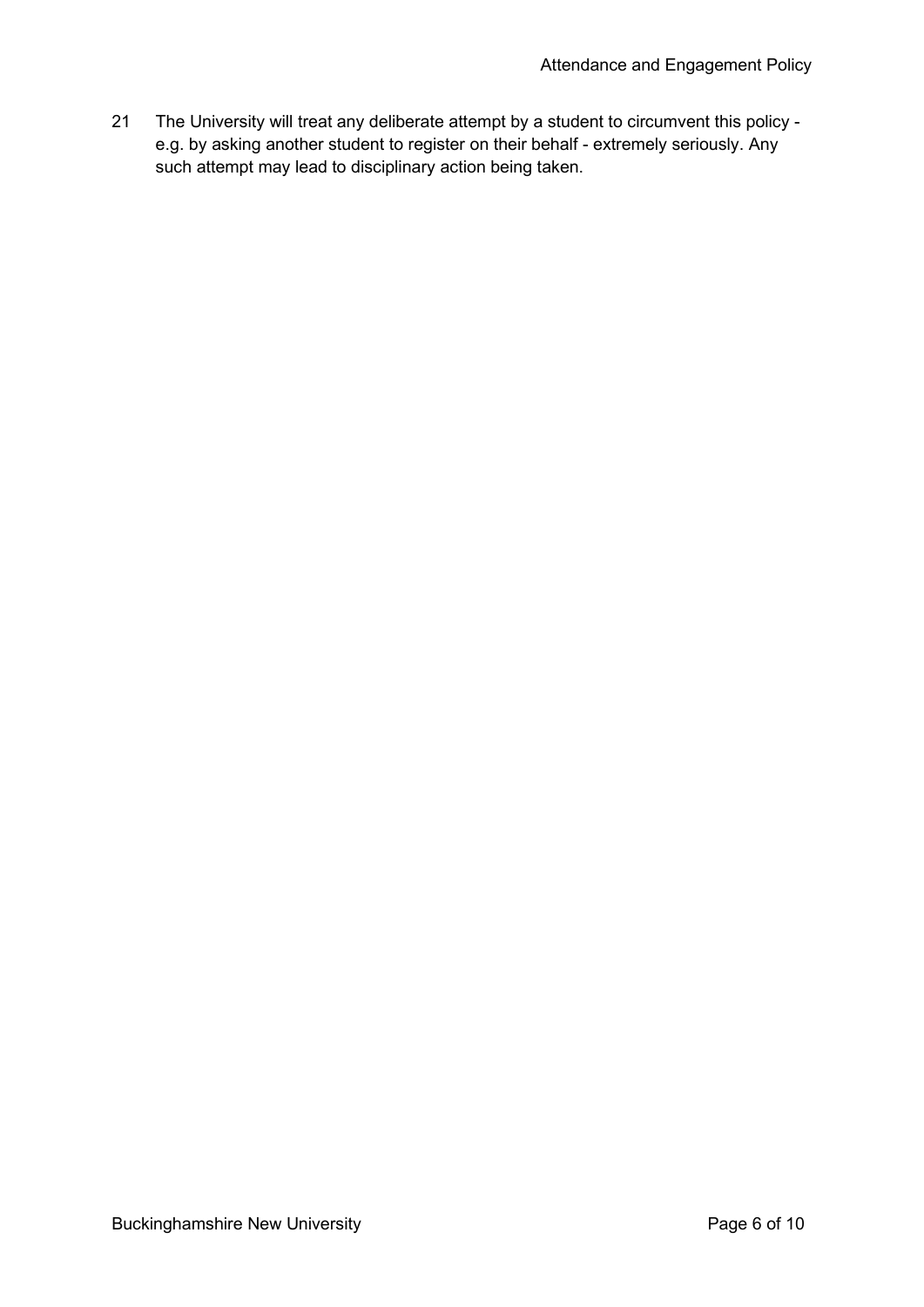21 The University will treat any deliberate attempt by a student to circumvent this policy - e.g. by asking another student to register on their behalf - extremely seriously. Any such attempt may lead to disciplinary action being taken.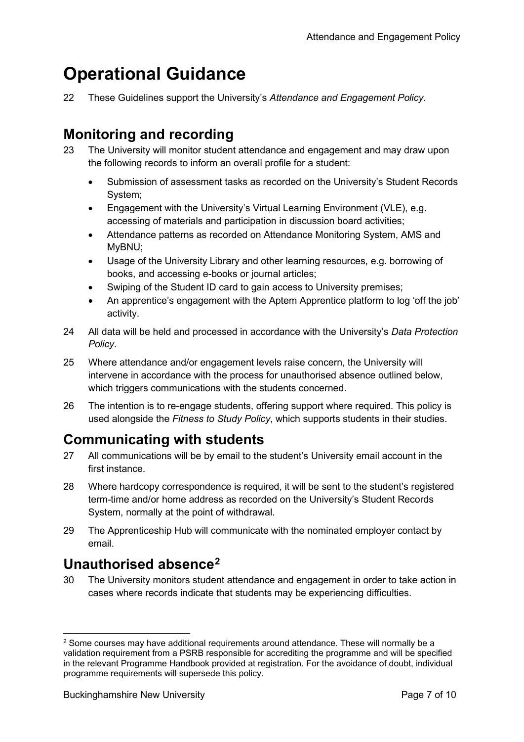# Operational Guidance

22 These Guidelines support the University's *Attendance and Engagement Policy*.

## Monitoring and recording

23 The University will monitor student attendance and engagement and may draw upon the following records to inform an overall profile for a student:

- Submission of assessment tasks as recorded on the University's Student Records System;
- Engagement with the University's Virtual Learning Environment (VLE), e.g. accessing of materials and participation in discussion board activities;
- Attendance patterns as recorded on Attendance Monitoring System, AMS and MyBNU;
- Usage of the University Library and other learning resources, e.g. borrowing of books, and accessing e-books or journal articles;
- Swiping of the Student ID card to gain access to University premises;
- An apprentice's engagement with the Aptem Apprentice platform to log 'off the job' activity.

24 All data will be held and processed in accordance with the University's *Data Protection Policy*.

25 Where attendance and/or engagement levels raise concern, the University will intervene in accordance with the process for unauthorised absence outlined below, which triggers communications with the students concerned.

26 The intention is to re-engage students, offering support where required. This policy is used alongside the *Fitness to Study Policy*, which supports students in their studies.

## Communicating with students

27 All communications will be by email to the student's University email account in the first instance.

28 Where hardcopy correspondence is required, it will be sent to the student's registered term-time and/or home address as recorded on the University's Student Records System, normally at the point of withdrawal.

29 The Apprenticeship Hub will communicate with the nominated employer contact by email.

## Unauthorised absence[2]

30 The University monitors student attendance and engagement in order to take action in cases where records indicate that students may be experiencing difficulties.

---

[2] Some courses may have additional requirements around attendance. These will normally be a validation requirement from a PSRB responsible for accrediting the programme and will be specified in the relevant Programme Handbook provided at registration. For the avoidance of doubt, individual programme requirements will supersede this policy.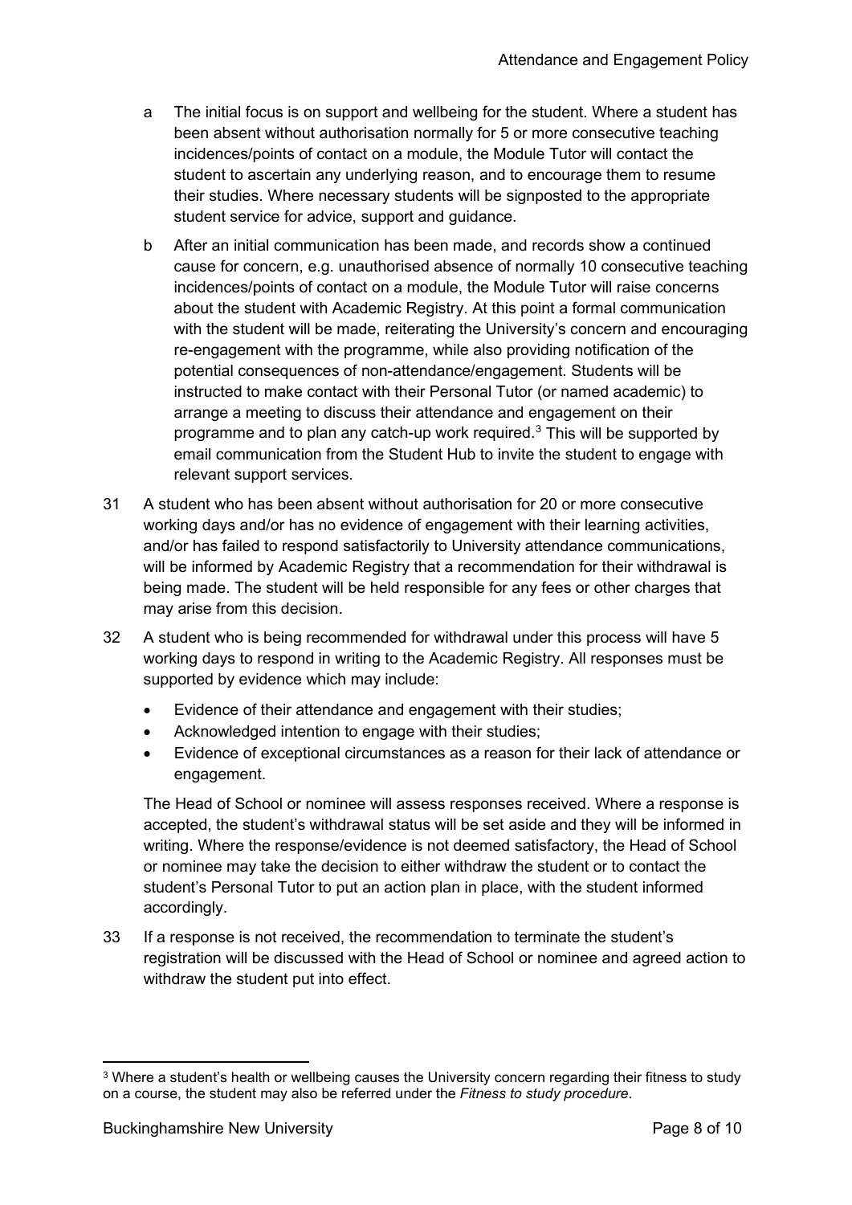a The initial focus is on support and wellbeing for the student. Where a student has been absent without authorisation normally for 5 or more consecutive teaching incidences/points of contact on a module, the Module Tutor will contact the student to ascertain any underlying reason, and to encourage them to resume their studies. Where necessary students will be signposted to the appropriate student service for advice, support and guidance.

b After an initial communication has been made, and records show a continued cause for concern, e.g. unauthorised absence of normally 10 consecutive teaching incidences/points of contact on a module, the Module Tutor will raise concerns about the student with Academic Registry. At this point a formal communication with the student will be made, reiterating the University's concern and encouraging re-engagement with the programme, while also providing notification of the potential consequences of non-attendance/engagement. Students will be instructed to make contact with their Personal Tutor (or named academic) to arrange a meeting to discuss their attendance and engagement on their programme and to plan any catch-up work required.[3] This will be supported by email communication from the Student Hub to invite the student to engage with relevant support services.

31 A student who has been absent without authorisation for 20 or more consecutive working days and/or has no evidence of engagement with their learning activities, and/or has failed to respond satisfactorily to University attendance communications, will be informed by Academic Registry that a recommendation for their withdrawal is being made. The student will be held responsible for any fees or other charges that may arise from this decision.

32 A student who is being recommended for withdrawal under this process will have 5 working days to respond in writing to the Academic Registry. All responses must be supported by evidence which may include:

- Evidence of their attendance and engagement with their studies;
- Acknowledged intention to engage with their studies;
- Evidence of exceptional circumstances as a reason for their lack of attendance or engagement.

The Head of School or nominee will assess responses received. Where a response is accepted, the student's withdrawal status will be set aside and they will be informed in writing. Where the response/evidence is not deemed satisfactory, the Head of School or nominee may take the decision to either withdraw the student or to contact the student's Personal Tutor to put an action plan in place, with the student informed accordingly.

33 If a response is not received, the recommendation to terminate the student's registration will be discussed with the Head of School or nominee and agreed action to withdraw the student put into effect.

[3] Where a student's health or wellbeing causes the University concern regarding their fitness to study on a course, the student may also be referred under the *Fitness to study procedure*.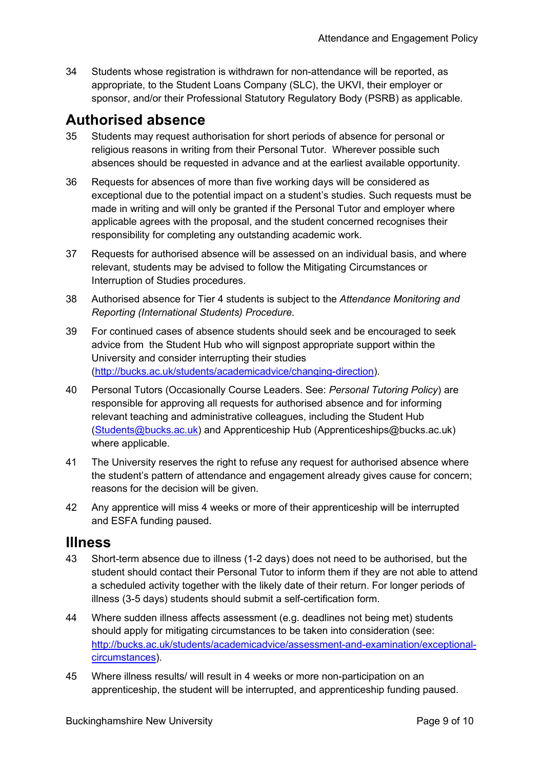34 Students whose registration is withdrawn for non-attendance will be reported, as appropriate, to the Student Loans Company (SLC), the UKVI, their employer or sponsor, and/or their Professional Statutory Regulatory Body (PSRB) as applicable.

## Authorised absence

35 Students may request authorisation for short periods of absence for personal or religious reasons in writing from their Personal Tutor. Wherever possible such absences should be requested in advance and at the earliest available opportunity.

36 Requests for absences of more than five working days will be considered as exceptional due to the potential impact on a student's studies. Such requests must be made in writing and will only be granted if the Personal Tutor and employer where applicable agrees with the proposal, and the student concerned recognises their responsibility for completing any outstanding academic work.

37 Requests for authorised absence will be assessed on an individual basis, and where relevant, students may be advised to follow the Mitigating Circumstances or Interruption of Studies procedures.

38 Authorised absence for Tier 4 students is subject to the *Attendance Monitoring and Reporting (International Students) Procedure*.

39 For continued cases of absence students should seek and be encouraged to seek advice from the Student Hub who will signpost appropriate support within the University and consider interrupting their studies (http://bucks.ac.uk/students/academicadvice/changing-direction).

40 Personal Tutors (Occasionally Course Leaders. See: *Personal Tutoring Policy*) are responsible for approving all requests for authorised absence and for informing relevant teaching and administrative colleagues, including the Student Hub (Students@bucks.ac.uk) and Apprenticeship Hub (Apprenticeships@bucks.ac.uk) where applicable.

41 The University reserves the right to refuse any request for authorised absence where the student's pattern of attendance and engagement already gives cause for concern; reasons for the decision will be given.

42 Any apprentice will miss 4 weeks or more of their apprenticeship will be interrupted and ESFA funding paused.

## Illness

43 Short-term absence due to illness (1-2 days) does not need to be authorised, but the student should contact their Personal Tutor to inform them if they are not able to attend a scheduled activity together with the likely date of their return. For longer periods of illness (3-5 days) students should submit a self-certification form.

44 Where sudden illness affects assessment (e.g. deadlines not being met) students should apply for mitigating circumstances to be taken into consideration (see: http://bucks.ac.uk/students/academicadvice/assessment-and-examination/exceptional-circumstances).

45 Where illness results/ will result in 4 weeks or more non-participation on an apprenticeship, the student will be interrupted, and apprenticeship funding paused.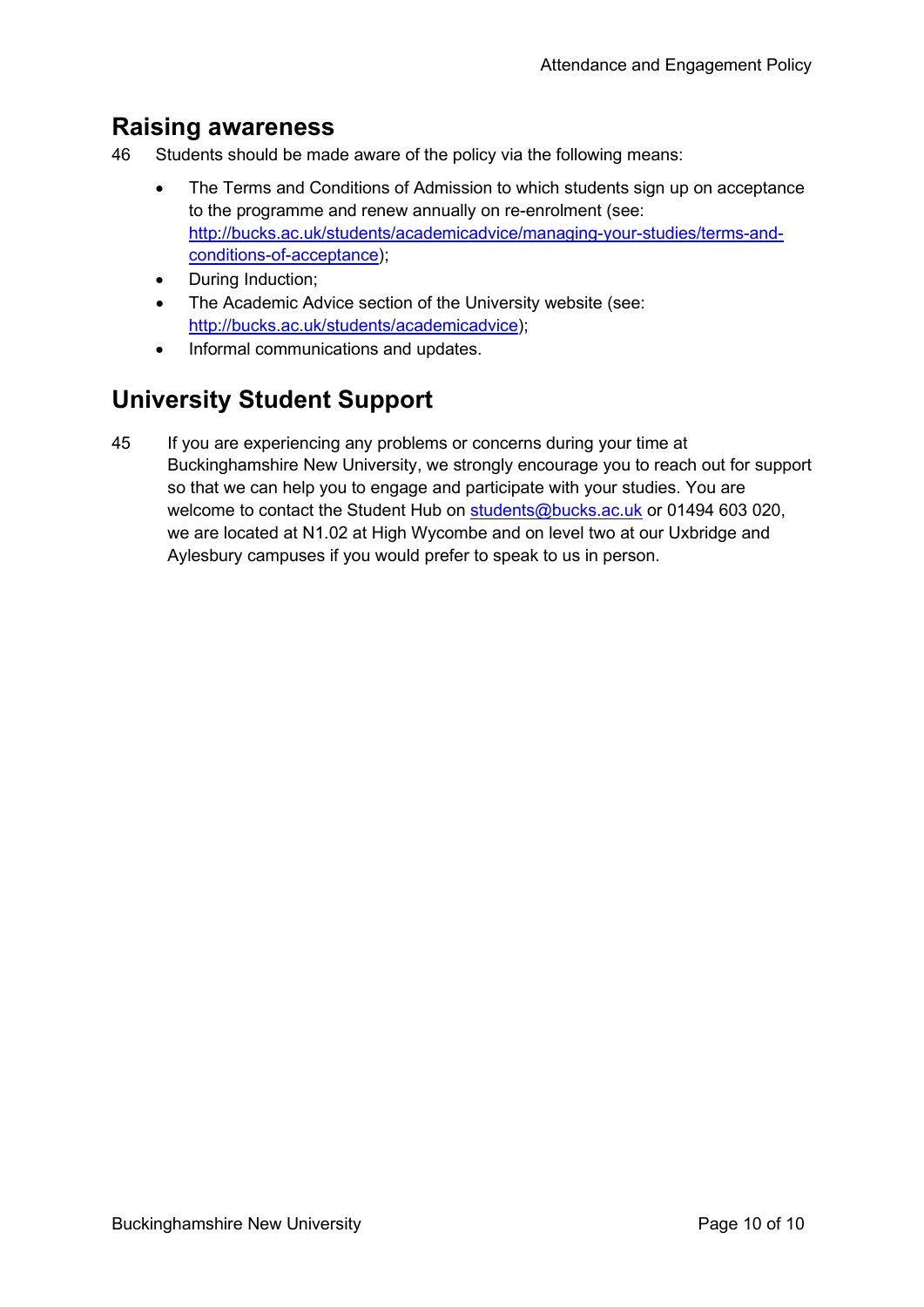## Raising awareness

46 Students should be made aware of the policy via the following means:

- The Terms and Conditions of Admission to which students sign up on acceptance to the programme and renew annually on re-enrolment (see: http://bucks.ac.uk/students/academicadvice/managing-your-studies/terms-and-conditions-of-acceptance);
- During Induction;
- The Academic Advice section of the University website (see: http://bucks.ac.uk/students/academicadvice);
- Informal communications and updates.

## University Student Support

45 If you are experiencing any problems or concerns during your time at Buckinghamshire New University, we strongly encourage you to reach out for support so that we can help you to engage and participate with your studies. You are welcome to contact the Student Hub on students@bucks.ac.uk or 01494 603 020, we are located at N1.02 at High Wycombe and on level two at our Uxbridge and Aylesbury campuses if you would prefer to speak to us in person.